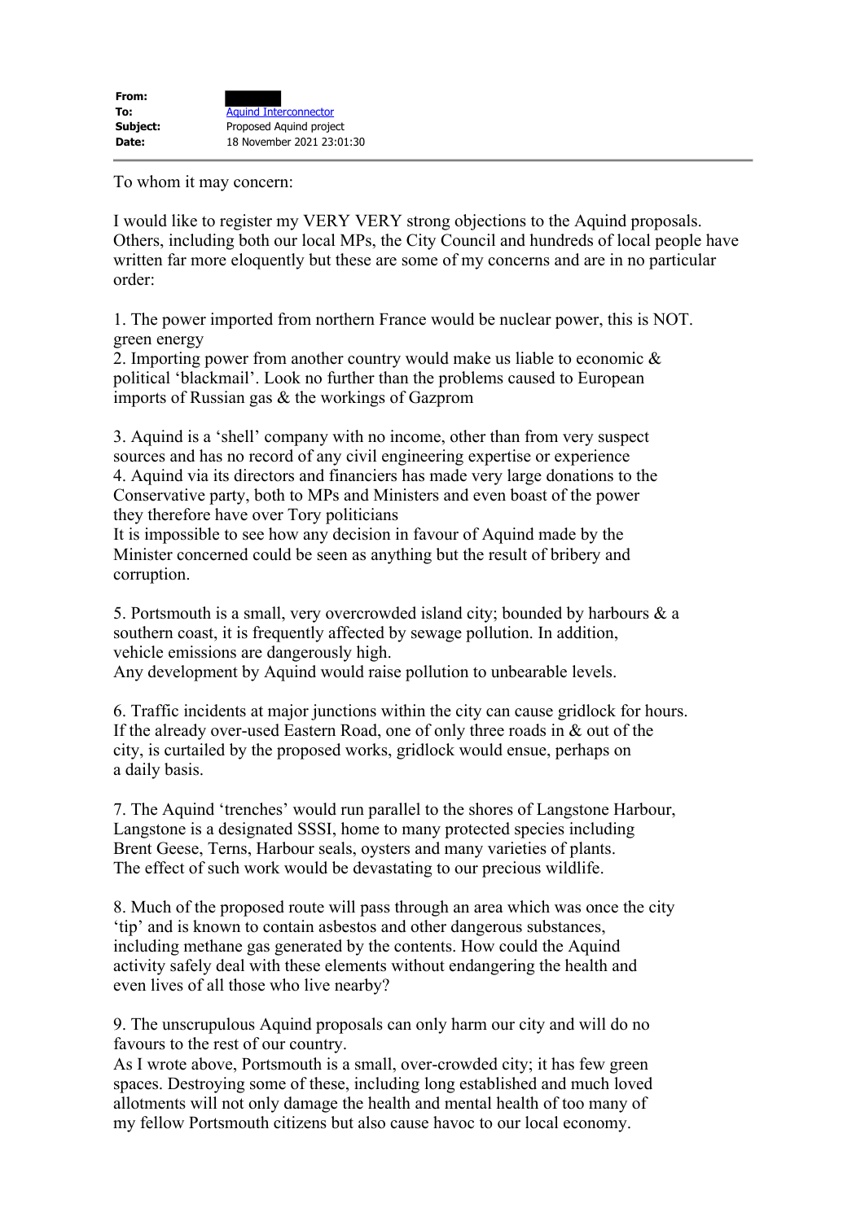**From:** ██████
**To:** Aquind Interconnector
**Subject:** Proposed Aquind project
**Date:** 18 November 2021 23:01:30

To whom it may concern:

I would like to register my VERY VERY strong objections to the Aquind proposals. Others, including both our local MPs, the City Council and hundreds of local people have written far more eloquently but these are some of my concerns and are in no particular order:

1. The power imported from northern France would be nuclear power, this is NOT. green energy
2. Importing power from another country would make us liable to economic & political 'blackmail'. Look no further than the problems caused to European imports of Russian gas & the workings of Gazprom

3. Aquind is a 'shell' company with no income, other than from very suspect sources and has no record of any civil engineering expertise or experience
4. Aquind via its directors and financiers has made very large donations to the Conservative party, both to MPs and Ministers and even boast of the power they therefore have over Tory politicians
It is impossible to see how any decision in favour of Aquind made by the Minister concerned could be seen as anything but the result of bribery and corruption.

5. Portsmouth is a small, very overcrowded island city; bounded by harbours & a southern coast, it is frequently affected by sewage pollution. In addition, vehicle emissions are dangerously high.
Any development by Aquind would raise pollution to unbearable levels.

6. Traffic incidents at major junctions within the city can cause gridlock for hours. If the already over-used Eastern Road, one of only three roads in & out of the city, is curtailed by the proposed works, gridlock would ensue, perhaps on a daily basis.

7. The Aquind 'trenches' would run parallel to the shores of Langstone Harbour, Langstone is a designated SSSI, home to many protected species including Brent Geese, Terns, Harbour seals, oysters and many varieties of plants. The effect of such work would be devastating to our precious wildlife.

8. Much of the proposed route will pass through an area which was once the city 'tip' and is known to contain asbestos and other dangerous substances, including methane gas generated by the contents. How could the Aquind activity safely deal with these elements without endangering the health and even lives of all those who live nearby?

9. The unscrupulous Aquind proposals can only harm our city and will do no favours to the rest of our country.
As I wrote above, Portsmouth is a small, over-crowded city; it has few green spaces. Destroying some of these, including long established and much loved allotments will not only damage the health and mental health of too many of my fellow Portsmouth citizens but also cause havoc to our local economy.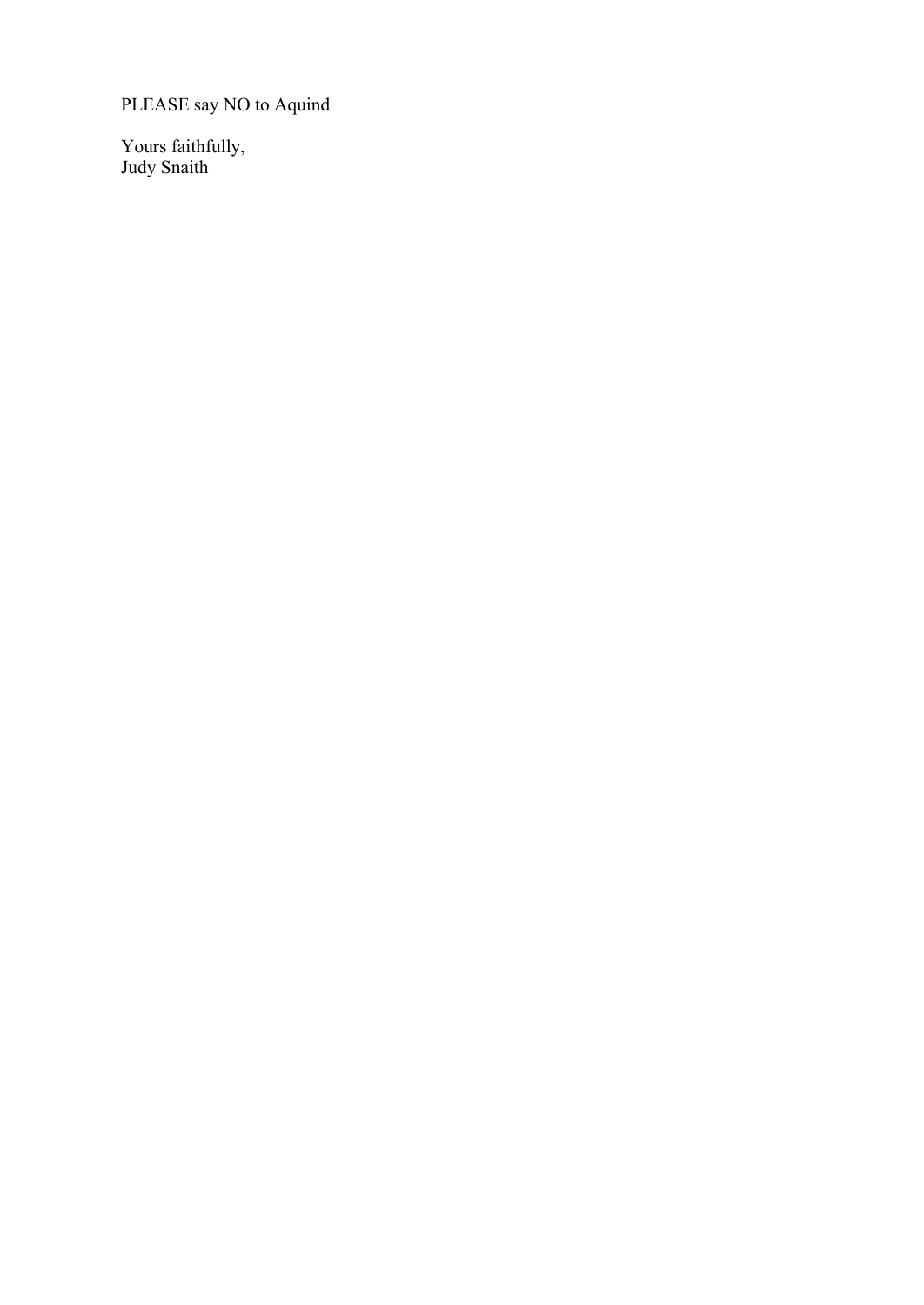PLEASE say NO to Aquind

Yours faithfully,
Judy Snaith